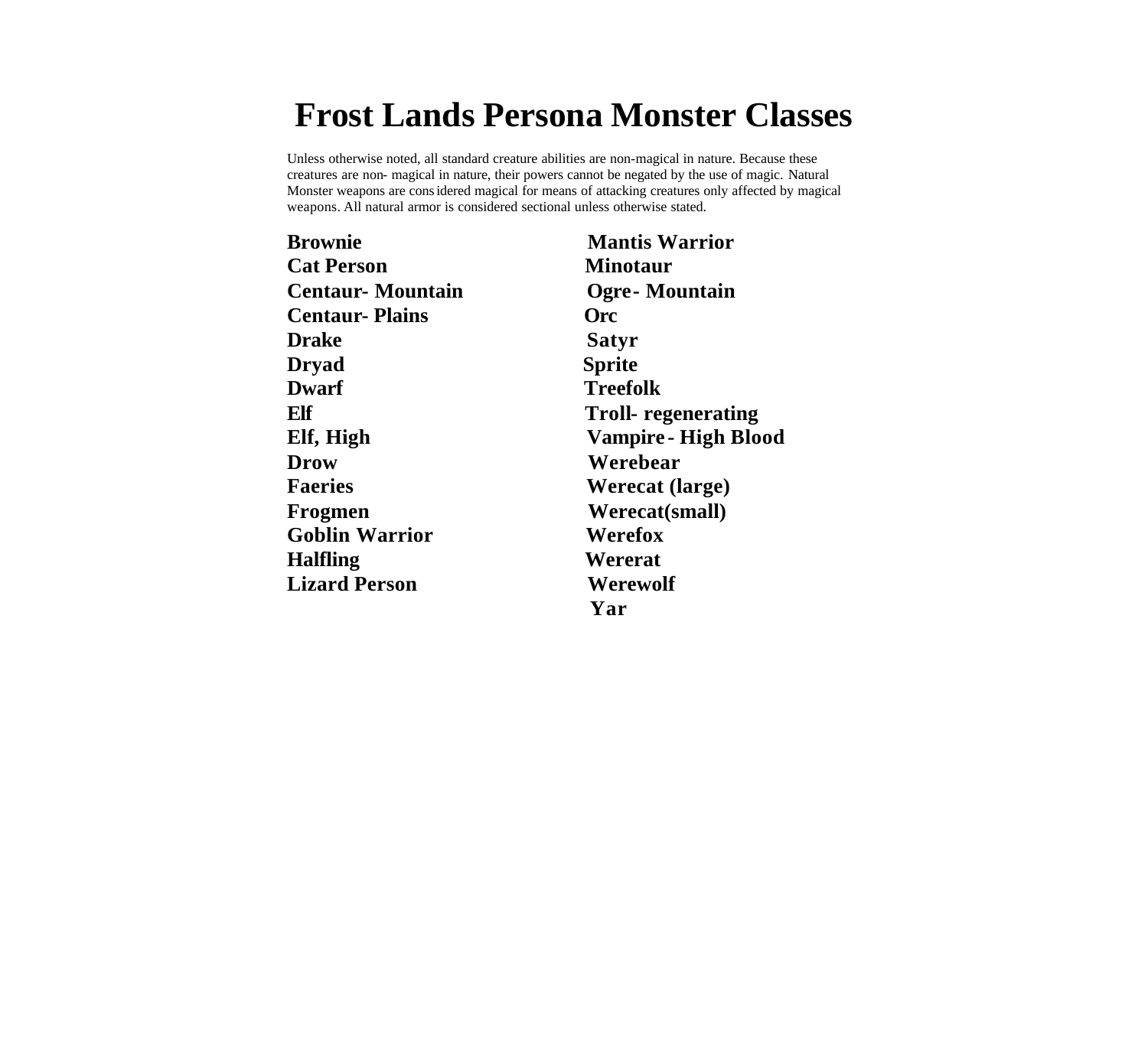# Frost Lands Persona Monster Classes

Unless otherwise noted, all standard creature abilities are non-magical in nature. Because these creatures are non- magical in nature, their powers cannot be negated by the use of magic. Natural Monster weapons are considered magical for means of attacking creatures only affected by magical weapons. All natural armor is considered sectional unless otherwise stated.

**Brownie**
**Cat Person**
**Centaur- Mountain**
**Centaur- Plains**
**Drake**
**Dryad**
**Dwarf**
**Elf**
**Elf, High**
**Drow**
**Faeries**
**Frogmen**
**Goblin Warrior**
**Halfling**
**Lizard Person**
**Mantis Warrior**
**Minotaur**
**Ogre- Mountain**
**Orc**
**Satyr**
**Sprite**
**Treefolk**
**Troll- regenerating**
**Vampire- High Blood**
**Werebear**
**Werecat (large)**
**Werecat(small)**
**Werefox**
**Wererat**
**Werewolf**
**Yar**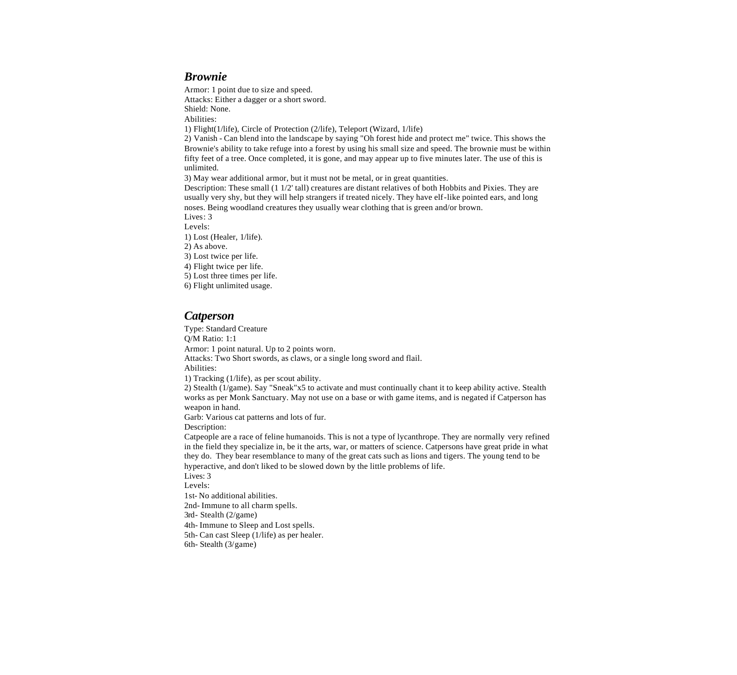## *Brownie*

Armor: 1 point due to size and speed.
Attacks: Either a dagger or a short sword.
Shield: None.
Abilities:
1) Flight(1/life), Circle of Protection (2/life), Teleport (Wizard, 1/life)
2) Vanish - Can blend into the landscape by saying "Oh forest hide and protect me" twice. This shows the Brownie's ability to take refuge into a forest by using his small size and speed. The brownie must be within fifty feet of a tree. Once completed, it is gone, and may appear up to five minutes later. The use of this is unlimited.
3) May wear additional armor, but it must not be metal, or in great quantities.
Description: These small (1 1/2' tall) creatures are distant relatives of both Hobbits and Pixies. They are usually very shy, but they will help strangers if treated nicely. They have elf-like pointed ears, and long noses. Being woodland creatures they usually wear clothing that is green and/or brown.
Lives: 3
Levels:
1) Lost (Healer, 1/life).
2) As above.
3) Lost twice per life.
4) Flight twice per life.
5) Lost three times per life.
6) Flight unlimited usage.

## *Catperson*

Type: Standard Creature
Q/M Ratio: 1:1
Armor: 1 point natural. Up to 2 points worn.
Attacks: Two Short swords, as claws, or a single long sword and flail.
Abilities:
1) Tracking (1/life), as per scout ability.
2) Stealth (1/game). Say "Sneak"x5 to activate and must continually chant it to keep ability active. Stealth works as per Monk Sanctuary. May not use on a base or with game items, and is negated if Catperson has weapon in hand.
Garb: Various cat patterns and lots of fur.
Description:
Catpeople are a race of feline humanoids. This is not a type of lycanthrope. They are normally very refined in the field they specialize in, be it the arts, war, or matters of science. Catpersons have great pride in what they do. They bear resemblance to many of the great cats such as lions and tigers. The young tend to be hyperactive, and don't liked to be slowed down by the little problems of life.
Lives: 3
Levels:
1st- No additional abilities.
2nd- Immune to all charm spells.
3rd- Stealth (2/game)
4th- Immune to Sleep and Lost spells.
5th- Can cast Sleep (1/life) as per healer.
6th- Stealth (3/game)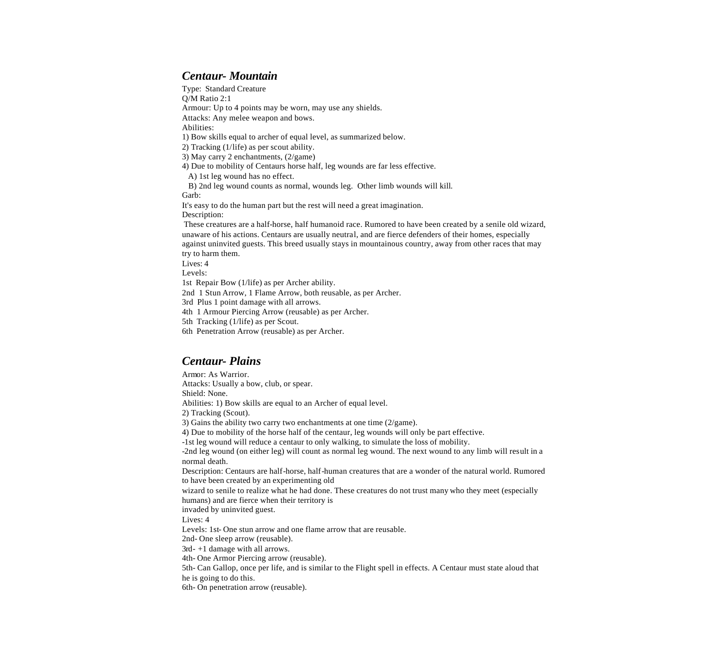## *Centaur- Mountain*

Type: Standard Creature
Q/M Ratio 2:1
Armour: Up to 4 points may be worn, may use any shields.
Attacks: Any melee weapon and bows.
Abilities:
1) Bow skills equal to archer of equal level, as summarized below.
2) Tracking (1/life) as per scout ability.
3) May carry 2 enchantments, (2/game)
4) Due to mobility of Centaurs horse half, leg wounds are far less effective.
   A) 1st leg wound has no effect.
   B) 2nd leg wound counts as normal, wounds leg. Other limb wounds will kill.
Garb:
It's easy to do the human part but the rest will need a great imagination.
Description:
These creatures are a half-horse, half humanoid race. Rumored to have been created by a senile old wizard, unaware of his actions. Centaurs are usually neutral, and are fierce defenders of their homes, especially against uninvited guests. This breed usually stays in mountainous country, away from other races that may try to harm them.
Lives: 4
Levels:
1st Repair Bow (1/life) as per Archer ability.
2nd 1 Stun Arrow, 1 Flame Arrow, both reusable, as per Archer.
3rd Plus 1 point damage with all arrows.
4th 1 Armour Piercing Arrow (reusable) as per Archer.
5th Tracking (1/life) as per Scout.
6th Penetration Arrow (reusable) as per Archer.

## *Centaur- Plains*

Armor: As Warrior.
Attacks: Usually a bow, club, or spear.
Shield: None.
Abilities: 1) Bow skills are equal to an Archer of equal level.
2) Tracking (Scout).
3) Gains the ability two carry two enchantments at one time (2/game).
4) Due to mobility of the horse half of the centaur, leg wounds will only be part effective.
-1st leg wound will reduce a centaur to only walking, to simulate the loss of mobility.
-2nd leg wound (on either leg) will count as normal leg wound. The next wound to any limb will result in a normal death.
Description: Centaurs are half-horse, half-human creatures that are a wonder of the natural world. Rumored to have been created by an experimenting old wizard to senile to realize what he had done. These creatures do not trust many who they meet (especially humans) and are fierce when their territory is invaded by uninvited guest.
Lives: 4
Levels: 1st- One stun arrow and one flame arrow that are reusable.
2nd- One sleep arrow (reusable).
3rd- +1 damage with all arrows.
4th- One Armor Piercing arrow (reusable).
5th- Can Gallop, once per life, and is similar to the Flight spell in effects. A Centaur must state aloud that he is going to do this.
6th- On penetration arrow (reusable).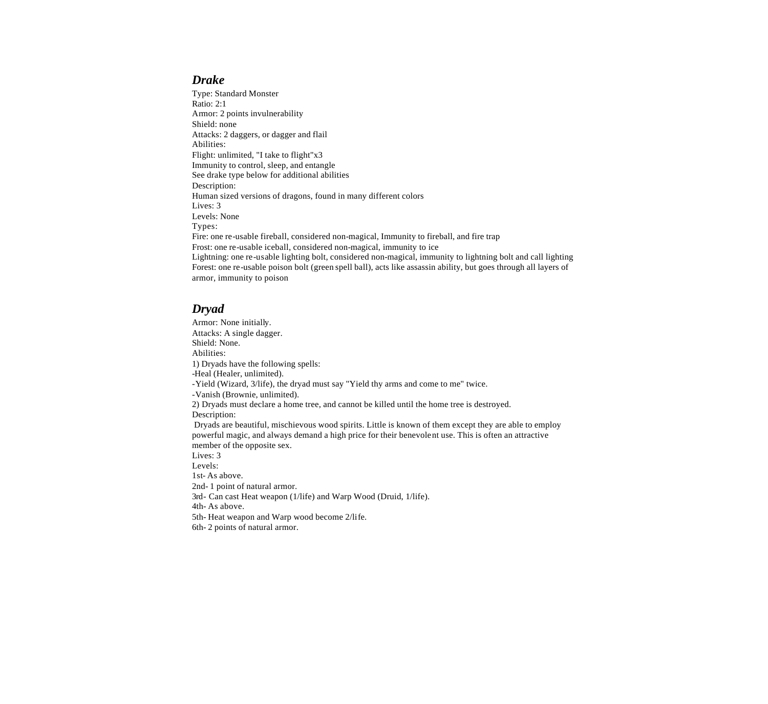## *Drake*

Type: Standard Monster
Ratio: 2:1
Armor: 2 points invulnerability
Shield: none
Attacks: 2 daggers, or dagger and flail
Abilities:
Flight: unlimited, "I take to flight"x3
Immunity to control, sleep, and entangle
See drake type below for additional abilities
Description:
Human sized versions of dragons, found in many different colors
Lives: 3
Levels: None
Types:
Fire: one re-usable fireball, considered non-magical, Immunity to fireball, and fire trap
Frost: one re-usable iceball, considered non-magical, immunity to ice
Lightning: one re-usable lighting bolt, considered non-magical, immunity to lightning bolt and call lighting
Forest: one re-usable poison bolt (green spell ball), acts like assassin ability, but goes through all layers of armor, immunity to poison

## *Dryad*

Armor: None initially.
Attacks: A single dagger.
Shield: None.
Abilities:
1) Dryads have the following spells:
-Heal (Healer, unlimited).
-Yield (Wizard, 3/life), the dryad must say "Yield thy arms and come to me" twice.
-Vanish (Brownie, unlimited).
2) Dryads must declare a home tree, and cannot be killed until the home tree is destroyed.
Description:
Dryads are beautiful, mischievous wood spirits. Little is known of them except they are able to employ powerful magic, and always demand a high price for their benevolent use. This is often an attractive member of the opposite sex.
Lives: 3
Levels:
1st- As above.
2nd- 1 point of natural armor.
3rd- Can cast Heat weapon (1/life) and Warp Wood (Druid, 1/life).
4th- As above.
5th- Heat weapon and Warp wood become 2/life.
6th- 2 points of natural armor.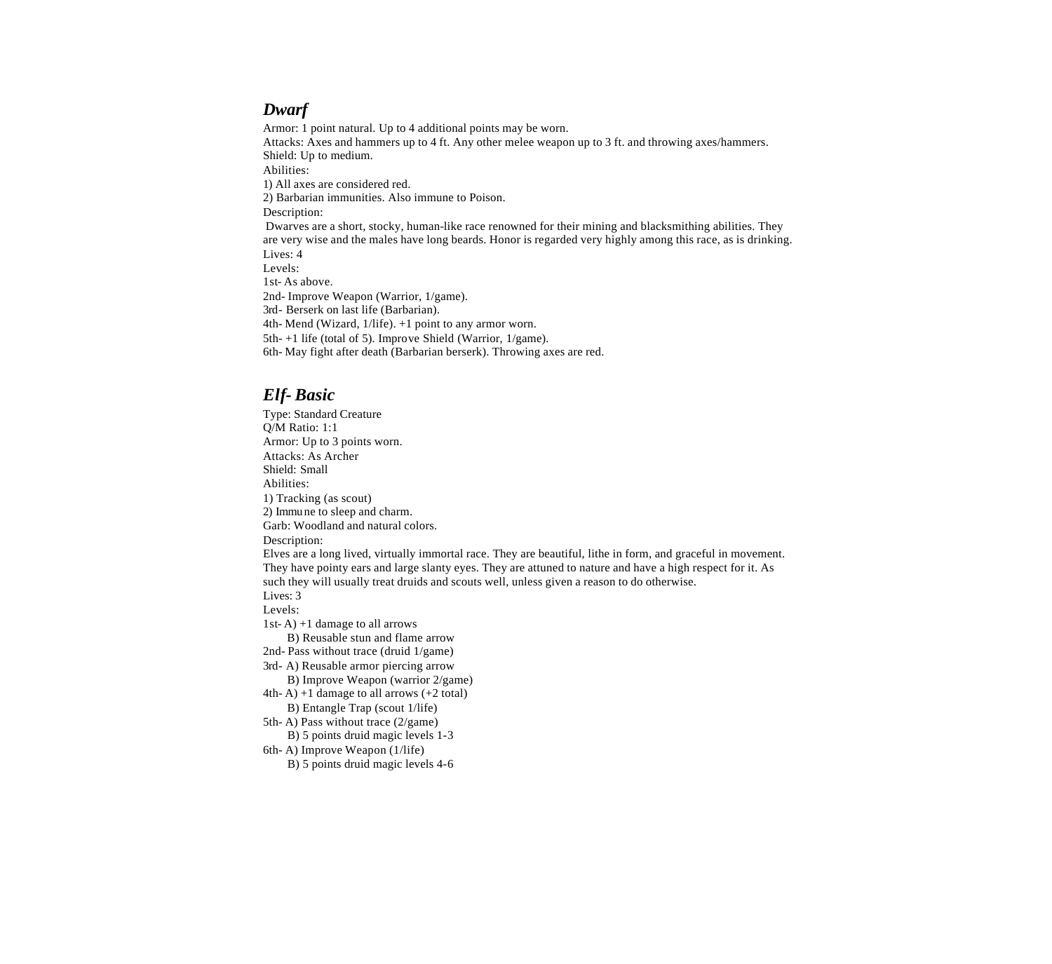## *Dwarf*

Armor: 1 point natural. Up to 4 additional points may be worn.
Attacks: Axes and hammers up to 4 ft. Any other melee weapon up to 3 ft. and throwing axes/hammers.
Shield: Up to medium.
Abilities:
1) All axes are considered red.
2) Barbarian immunities. Also immune to Poison.
Description:
Dwarves are a short, stocky, human-like race renowned for their mining and blacksmithing abilities. They are very wise and the males have long beards. Honor is regarded very highly among this race, as is drinking.
Lives: 4
Levels:
1st- As above.
2nd- Improve Weapon (Warrior, 1/game).
3rd- Berserk on last life (Barbarian).
4th- Mend (Wizard, 1/life). +1 point to any armor worn.
5th- +1 life (total of 5). Improve Shield (Warrior, 1/game).
6th- May fight after death (Barbarian berserk). Throwing axes are red.

## *Elf- Basic*

Type: Standard Creature
Q/M Ratio: 1:1
Armor: Up to 3 points worn.
Attacks: As Archer
Shield: Small
Abilities:
1) Tracking (as scout)
2) Immune to sleep and charm.
Garb: Woodland and natural colors.
Description:
Elves are a long lived, virtually immortal race. They are beautiful, lithe in form, and graceful in movement. They have pointy ears and large slanty eyes. They are attuned to nature and have a high respect for it. As such they will usually treat druids and scouts well, unless given a reason to do otherwise.
Lives: 3
Levels:
1st- A) +1 damage to all arrows
 B) Reusable stun and flame arrow
2nd- Pass without trace (druid 1/game)
3rd- A) Reusable armor piercing arrow
 B) Improve Weapon (warrior 2/game)
4th- A) +1 damage to all arrows (+2 total)
 B) Entangle Trap (scout 1/life)
5th- A) Pass without trace (2/game)
 B) 5 points druid magic levels 1-3
6th- A) Improve Weapon (1/life)
 B) 5 points druid magic levels 4-6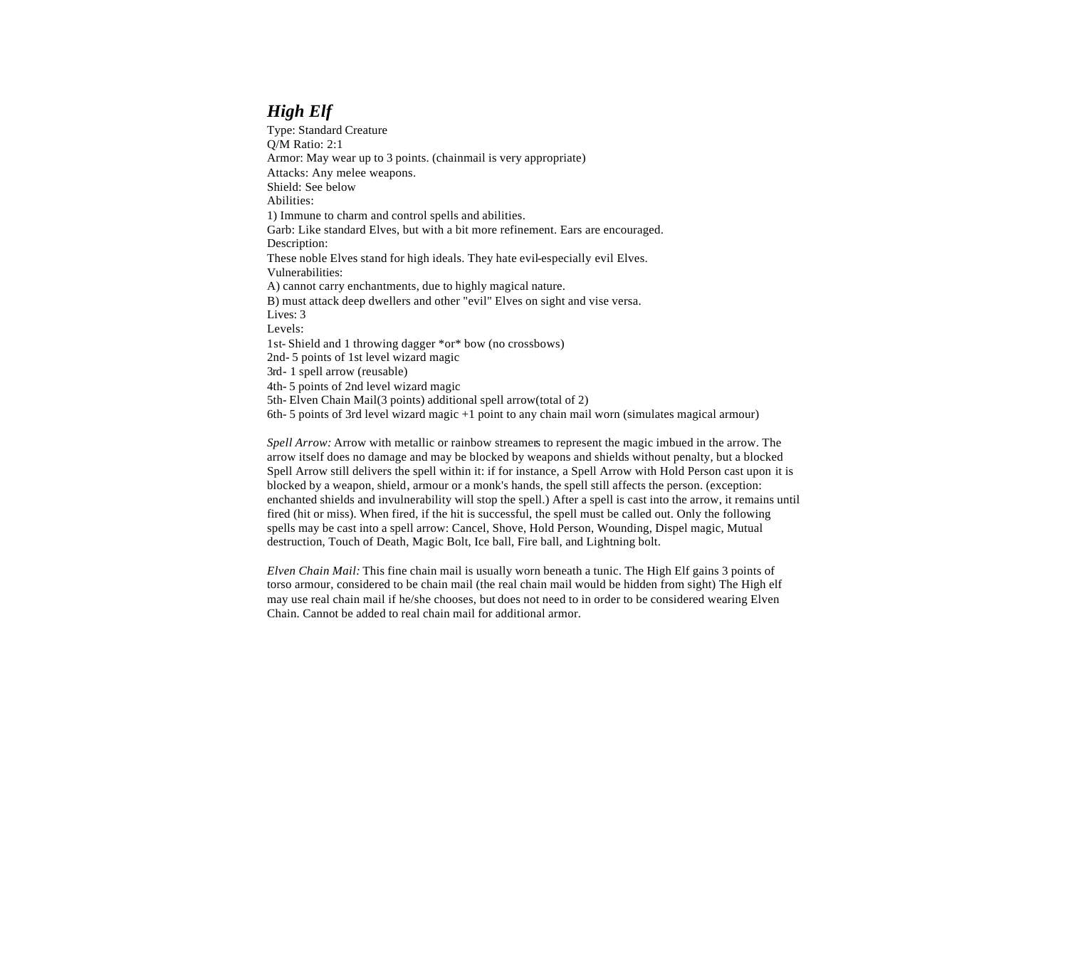## *High Elf*

Type: Standard Creature
Q/M Ratio: 2:1
Armor: May wear up to 3 points. (chainmail is very appropriate)
Attacks: Any melee weapons.
Shield: See below
Abilities:
1) Immune to charm and control spells and abilities.
Garb: Like standard Elves, but with a bit more refinement. Ears are encouraged.
Description:
These noble Elves stand for high ideals. They hate evil-especially evil Elves.
Vulnerabilities:
A) cannot carry enchantments, due to highly magical nature.
B) must attack deep dwellers and other "evil" Elves on sight and vise versa.
Lives: 3
Levels:
1st- Shield and 1 throwing dagger *or* bow (no crossbows)
2nd- 5 points of 1st level wizard magic
3rd- 1 spell arrow (reusable)
4th- 5 points of 2nd level wizard magic
5th- Elven Chain Mail(3 points) additional spell arrow(total of 2)
6th- 5 points of 3rd level wizard magic +1 point to any chain mail worn (simulates magical armour)

*Spell Arrow:* Arrow with metallic or rainbow streamers to represent the magic imbued in the arrow. The arrow itself does no damage and may be blocked by weapons and shields without penalty, but a blocked Spell Arrow still delivers the spell within it: if for instance, a Spell Arrow with Hold Person cast upon it is blocked by a weapon, shield, armour or a monk's hands, the spell still affects the person. (exception: enchanted shields and invulnerability will stop the spell.) After a spell is cast into the arrow, it remains until fired (hit or miss). When fired, if the hit is successful, the spell must be called out. Only the following spells may be cast into a spell arrow: Cancel, Shove, Hold Person, Wounding, Dispel magic, Mutual destruction, Touch of Death, Magic Bolt, Ice ball, Fire ball, and Lightning bolt.

*Elven Chain Mail:* This fine chain mail is usually worn beneath a tunic. The High Elf gains 3 points of torso armour, considered to be chain mail (the real chain mail would be hidden from sight) The High elf may use real chain mail if he/she chooses, but does not need to in order to be considered wearing Elven Chain. Cannot be added to real chain mail for additional armor.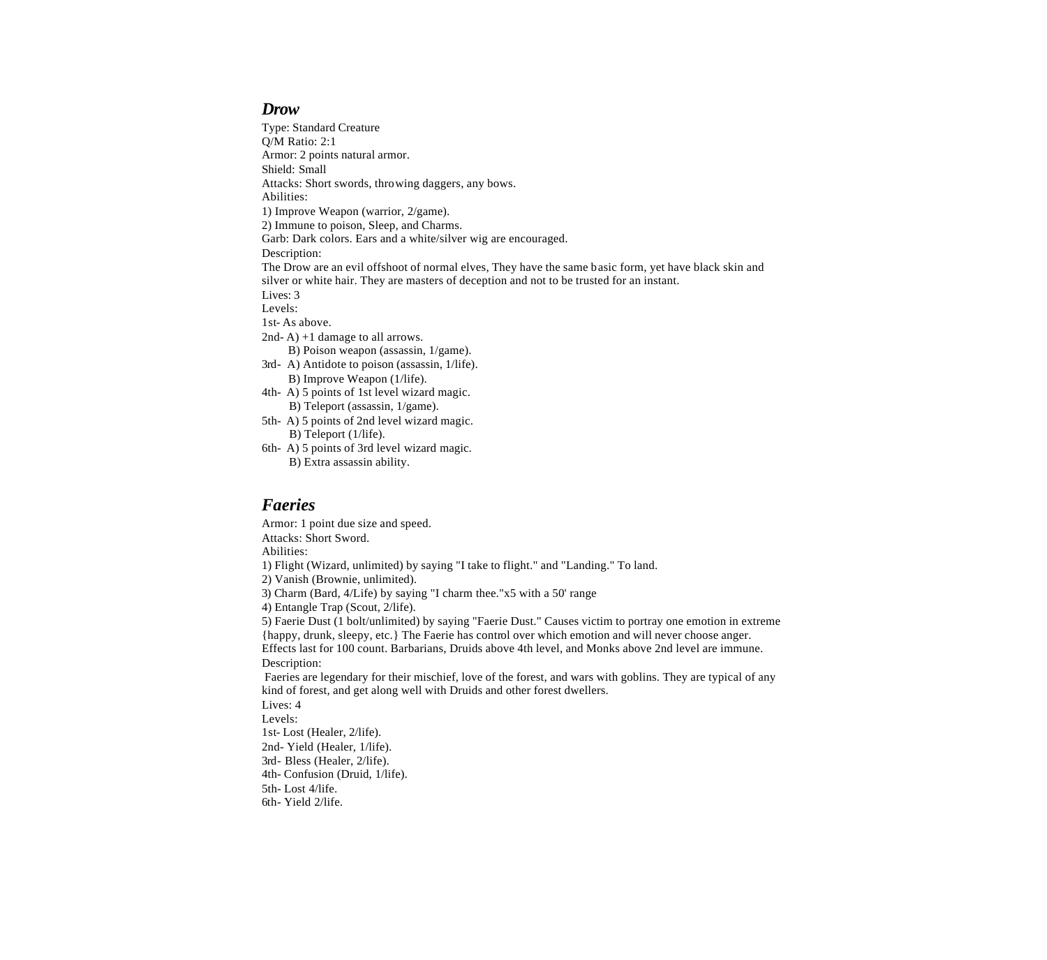## *Drow*

Type: Standard Creature
Q/M Ratio: 2:1
Armor: 2 points natural armor.
Shield: Small
Attacks: Short swords, throwing daggers, any bows.
Abilities:
1) Improve Weapon (warrior, 2/game).
2) Immune to poison, Sleep, and Charms.
Garb: Dark colors. Ears and a white/silver wig are encouraged.
Description:
The Drow are an evil offshoot of normal elves, They have the same basic form, yet have black skin and silver or white hair. They are masters of deception and not to be trusted for an instant.
Lives: 3
Levels:
1st- As above.
2nd- A) +1 damage to all arrows.
B) Poison weapon (assassin, 1/game).
3rd- A) Antidote to poison (assassin, 1/life).
B) Improve Weapon (1/life).
4th- A) 5 points of 1st level wizard magic.
B) Teleport (assassin, 1/game).
5th- A) 5 points of 2nd level wizard magic.
B) Teleport (1/life).
6th- A) 5 points of 3rd level wizard magic.
B) Extra assassin ability.

## *Faeries*

Armor: 1 point due size and speed.
Attacks: Short Sword.
Abilities:
1) Flight (Wizard, unlimited) by saying "I take to flight." and "Landing." To land.
2) Vanish (Brownie, unlimited).
3) Charm (Bard, 4/Life) by saying "I charm thee."x5 with a 50' range
4) Entangle Trap (Scout, 2/life).
5) Faerie Dust (1 bolt/unlimited) by saying "Faerie Dust." Causes victim to portray one emotion in extreme {happy, drunk, sleepy, etc.} The Faerie has control over which emotion and will never choose anger. Effects last for 100 count. Barbarians, Druids above 4th level, and Monks above 2nd level are immune.
Description:
Faeries are legendary for their mischief, love of the forest, and wars with goblins. They are typical of any kind of forest, and get along well with Druids and other forest dwellers.
Lives: 4
Levels:
1st- Lost (Healer, 2/life).
2nd- Yield (Healer, 1/life).
3rd- Bless (Healer, 2/life).
4th- Confusion (Druid, 1/life).
5th- Lost 4/life.
6th- Yield 2/life.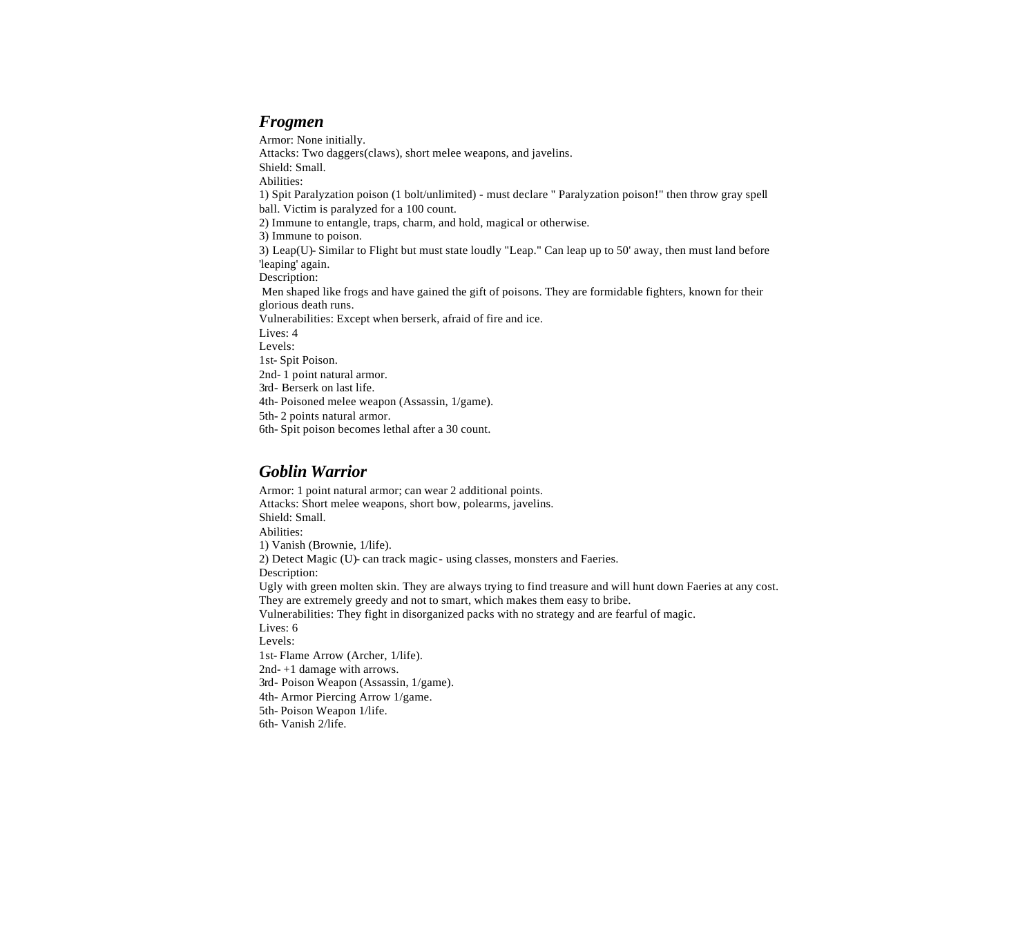## *Frogmen*

Armor: None initially.
Attacks: Two daggers(claws), short melee weapons, and javelins.
Shield: Small.
Abilities:
1) Spit Paralyzation poison (1 bolt/unlimited) - must declare " Paralyzation poison!" then throw gray spell ball. Victim is paralyzed for a 100 count.
2) Immune to entangle, traps, charm, and hold, magical or otherwise.
3) Immune to poison.
3) Leap(U)- Similar to Flight but must state loudly "Leap." Can leap up to 50' away, then must land before 'leaping' again.
Description:
Men shaped like frogs and have gained the gift of poisons. They are formidable fighters, known for their glorious death runs.
Vulnerabilities: Except when berserk, afraid of fire and ice.
Lives: 4
Levels:
1st- Spit Poison.
2nd- 1 point natural armor.
3rd- Berserk on last life.
4th- Poisoned melee weapon (Assassin, 1/game).
5th- 2 points natural armor.
6th- Spit poison becomes lethal after a 30 count.

## *Goblin Warrior*

Armor: 1 point natural armor; can wear 2 additional points.
Attacks: Short melee weapons, short bow, polearms, javelins.
Shield: Small.
Abilities:
1) Vanish (Brownie, 1/life).
2) Detect Magic (U)- can track magic- using classes, monsters and Faeries.
Description:
Ugly with green molten skin. They are always trying to find treasure and will hunt down Faeries at any cost. They are extremely greedy and not to smart, which makes them easy to bribe.
Vulnerabilities: They fight in disorganized packs with no strategy and are fearful of magic.
Lives: 6
Levels:
1st- Flame Arrow (Archer, 1/life).
2nd- +1 damage with arrows.
3rd- Poison Weapon (Assassin, 1/game).
4th- Armor Piercing Arrow 1/game.
5th- Poison Weapon 1/life.
6th- Vanish 2/life.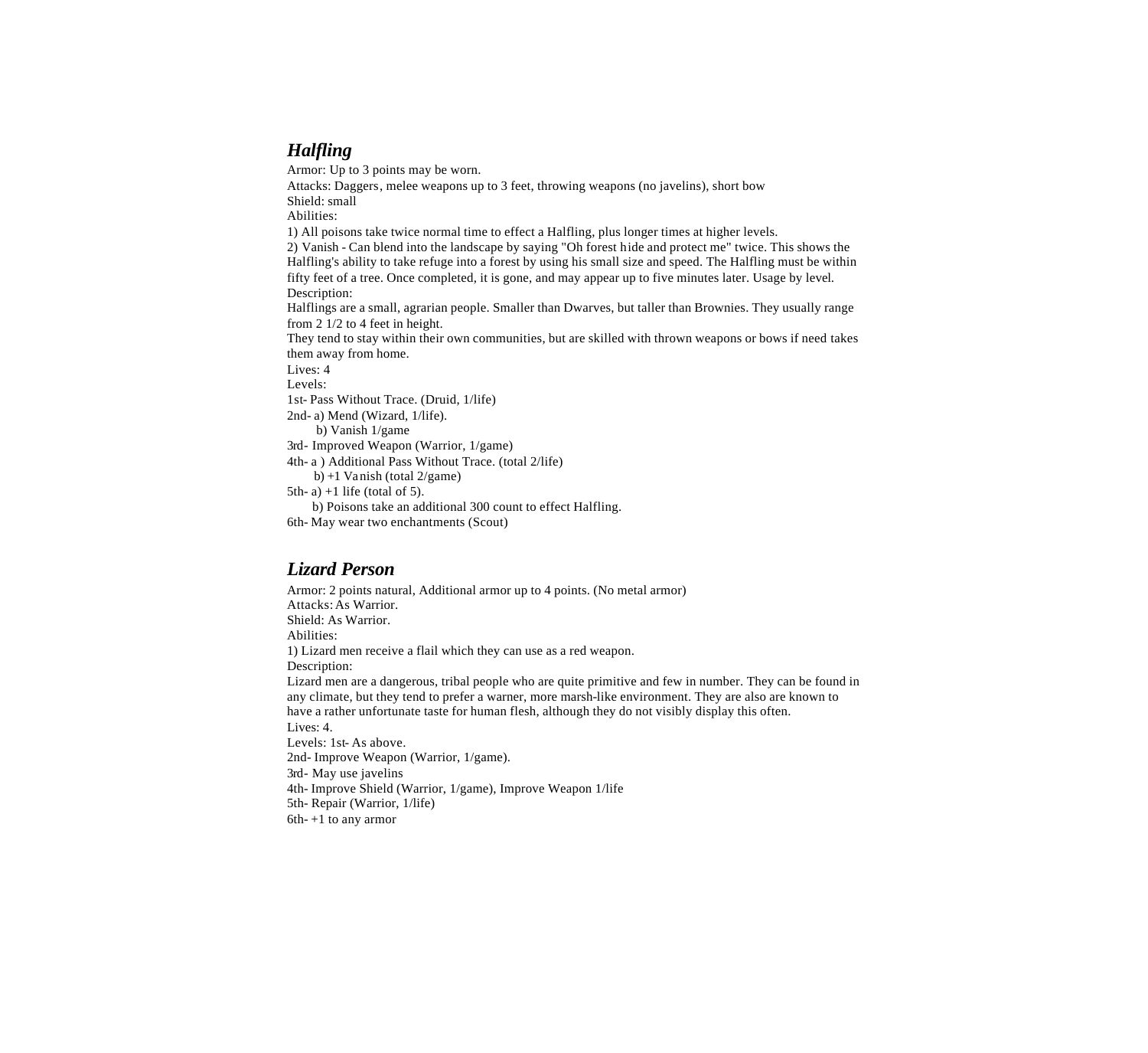## *Halfling*

Armor: Up to 3 points may be worn.
Attacks: Daggers, melee weapons up to 3 feet, throwing weapons (no javelins), short bow
Shield: small
Abilities:
1) All poisons take twice normal time to effect a Halfling, plus longer times at higher levels.
2) Vanish - Can blend into the landscape by saying "Oh forest hide and protect me" twice. This shows the Halfling's ability to take refuge into a forest by using his small size and speed. The Halfling must be within fifty feet of a tree. Once completed, it is gone, and may appear up to five minutes later. Usage by level.
Description:
Halflings are a small, agrarian people. Smaller than Dwarves, but taller than Brownies. They usually range from 2 1/2 to 4 feet in height.
They tend to stay within their own communities, but are skilled with thrown weapons or bows if need takes them away from home.
Lives: 4
Levels:
1st- Pass Without Trace. (Druid, 1/life)
2nd- a) Mend (Wizard, 1/life).
  b) Vanish 1/game
3rd- Improved Weapon (Warrior, 1/game)
4th- a ) Additional Pass Without Trace. (total 2/life)
  b) +1 Vanish (total 2/game)
5th- a) +1 life (total of 5).
  b) Poisons take an additional 300 count to effect Halfling.
6th- May wear two enchantments (Scout)

## *Lizard Person*

Armor: 2 points natural, Additional armor up to 4 points. (No metal armor)
Attacks: As Warrior.
Shield: As Warrior.
Abilities:
1) Lizard men receive a flail which they can use as a red weapon.
Description:
Lizard men are a dangerous, tribal people who are quite primitive and few in number. They can be found in any climate, but they tend to prefer a warner, more marsh-like environment. They are also are known to have a rather unfortunate taste for human flesh, although they do not visibly display this often.
Lives: 4.
Levels: 1st- As above.
2nd- Improve Weapon (Warrior, 1/game).
3rd- May use javelins
4th- Improve Shield (Warrior, 1/game), Improve Weapon 1/life
5th- Repair (Warrior, 1/life)
6th- +1 to any armor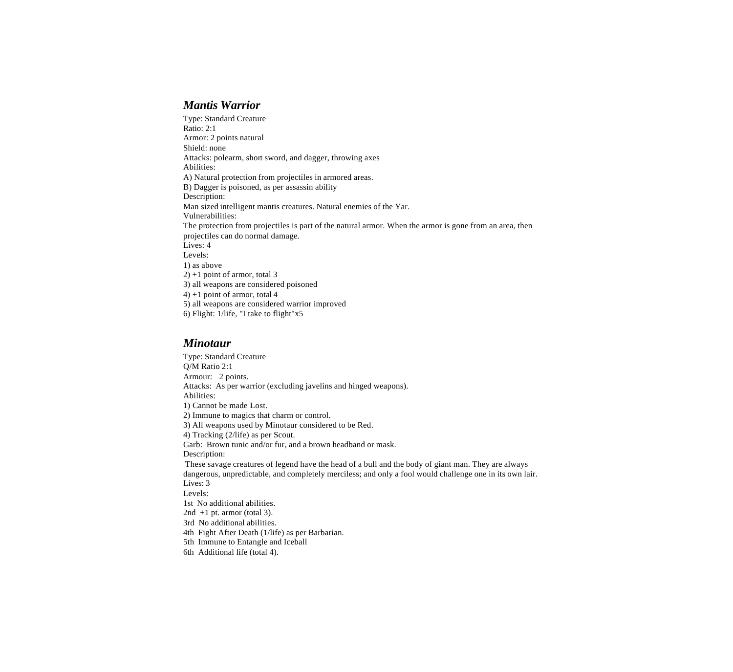## *Mantis Warrior*

Type: Standard Creature
Ratio: 2:1
Armor: 2 points natural
Shield: none
Attacks: polearm, short sword, and dagger, throwing axes
Abilities:
A) Natural protection from projectiles in armored areas.
B) Dagger is poisoned, as per assassin ability
Description:
Man sized intelligent mantis creatures. Natural enemies of the Yar.
Vulnerabilities:
The protection from projectiles is part of the natural armor. When the armor is gone from an area, then projectiles can do normal damage.
Lives: 4
Levels:
1) as above
2) +1 point of armor, total 3
3) all weapons are considered poisoned
4) +1 point of armor, total 4
5) all weapons are considered warrior improved
6) Flight: 1/life, "I take to flight"x5

## *Minotaur*

Type: Standard Creature
Q/M Ratio 2:1
Armour: 2 points.
Attacks: As per warrior (excluding javelins and hinged weapons).
Abilities:
1) Cannot be made Lost.
2) Immune to magics that charm or control.
3) All weapons used by Minotaur considered to be Red.
4) Tracking (2/life) as per Scout.
Garb: Brown tunic and/or fur, and a brown headband or mask.
Description:
These savage creatures of legend have the head of a bull and the body of giant man. They are always dangerous, unpredictable, and completely merciless; and only a fool would challenge one in its own lair.
Lives: 3
Levels:
1st No additional abilities.
2nd +1 pt. armor (total 3).
3rd No additional abilities.
4th Fight After Death (1/life) as per Barbarian.
5th Immune to Entangle and Iceball
6th Additional life (total 4).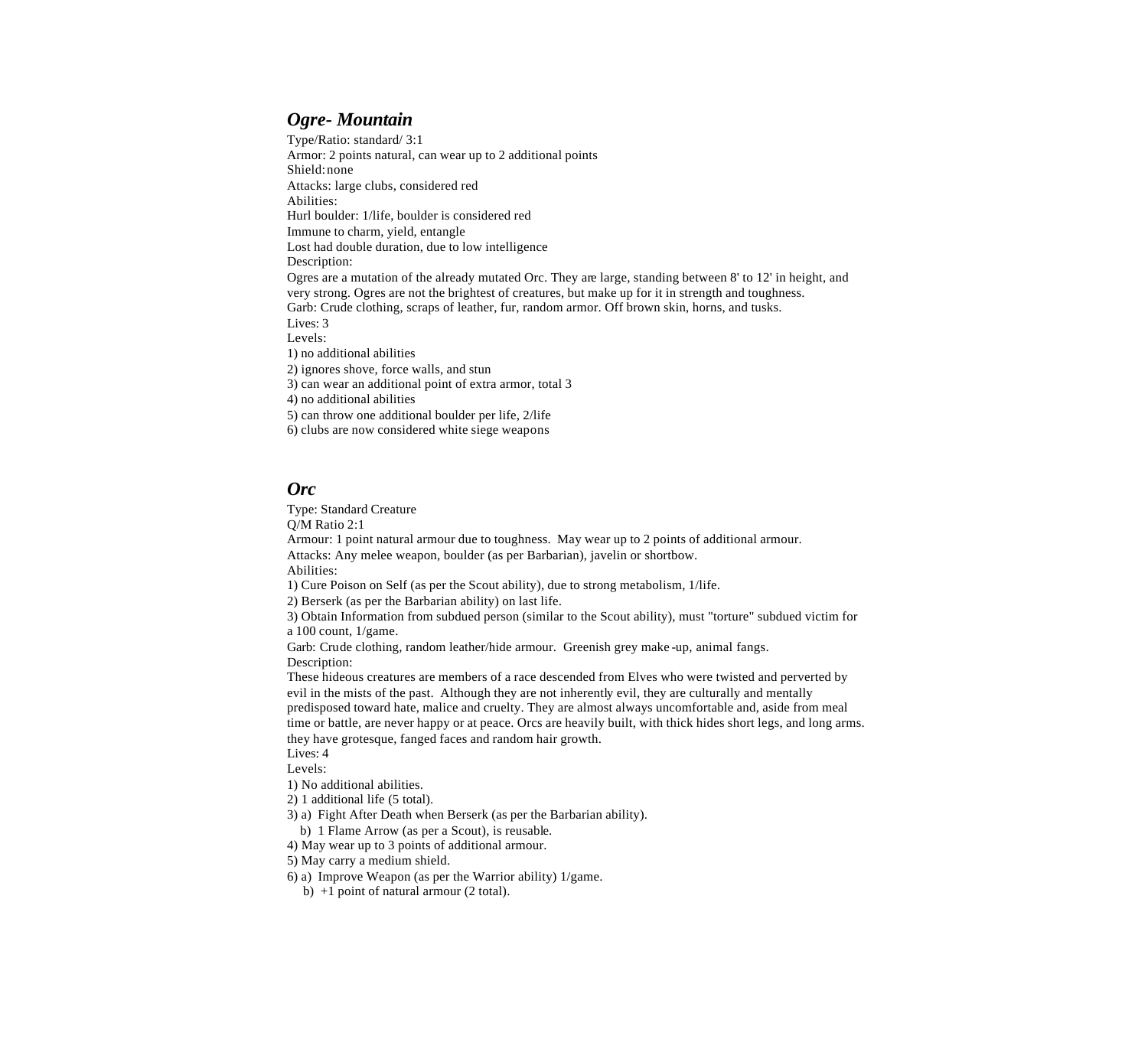## *Ogre- Mountain*

Type/Ratio: standard/ 3:1
Armor: 2 points natural, can wear up to 2 additional points
Shield: none
Attacks: large clubs, considered red
Abilities:
Hurl boulder: 1/life, boulder is considered red
Immune to charm, yield, entangle
Lost had double duration, due to low intelligence
Description:
Ogres are a mutation of the already mutated Orc. They are large, standing between 8' to 12' in height, and very strong. Ogres are not the brightest of creatures, but make up for it in strength and toughness.
Garb: Crude clothing, scraps of leather, fur, random armor. Off brown skin, horns, and tusks.
Lives: 3
Levels:
1) no additional abilities
2) ignores shove, force walls, and stun
3) can wear an additional point of extra armor, total 3
4) no additional abilities
5) can throw one additional boulder per life, 2/life
6) clubs are now considered white siege weapons

## *Orc*

Type: Standard Creature
Q/M Ratio 2:1
Armour: 1 point natural armour due to toughness. May wear up to 2 points of additional armour.
Attacks: Any melee weapon, boulder (as per Barbarian), javelin or shortbow.
Abilities:
1) Cure Poison on Self (as per the Scout ability), due to strong metabolism, 1/life.
2) Berserk (as per the Barbarian ability) on last life.
3) Obtain Information from subdued person (similar to the Scout ability), must "torture" subdued victim for a 100 count, 1/game.
Garb: Crude clothing, random leather/hide armour. Greenish grey make-up, animal fangs.
Description:
These hideous creatures are members of a race descended from Elves who were twisted and perverted by evil in the mists of the past. Although they are not inherently evil, they are culturally and mentally predisposed toward hate, malice and cruelty. They are almost always uncomfortable and, aside from meal time or battle, are never happy or at peace. Orcs are heavily built, with thick hides short legs, and long arms. they have grotesque, fanged faces and random hair growth.
Lives: 4
Levels:
1) No additional abilities.
2) 1 additional life (5 total).
3) a) Fight After Death when Berserk (as per the Barbarian ability).
   b) 1 Flame Arrow (as per a Scout), is reusable.
4) May wear up to 3 points of additional armour.
5) May carry a medium shield.
6) a) Improve Weapon (as per the Warrior ability) 1/game.
   b) +1 point of natural armour (2 total).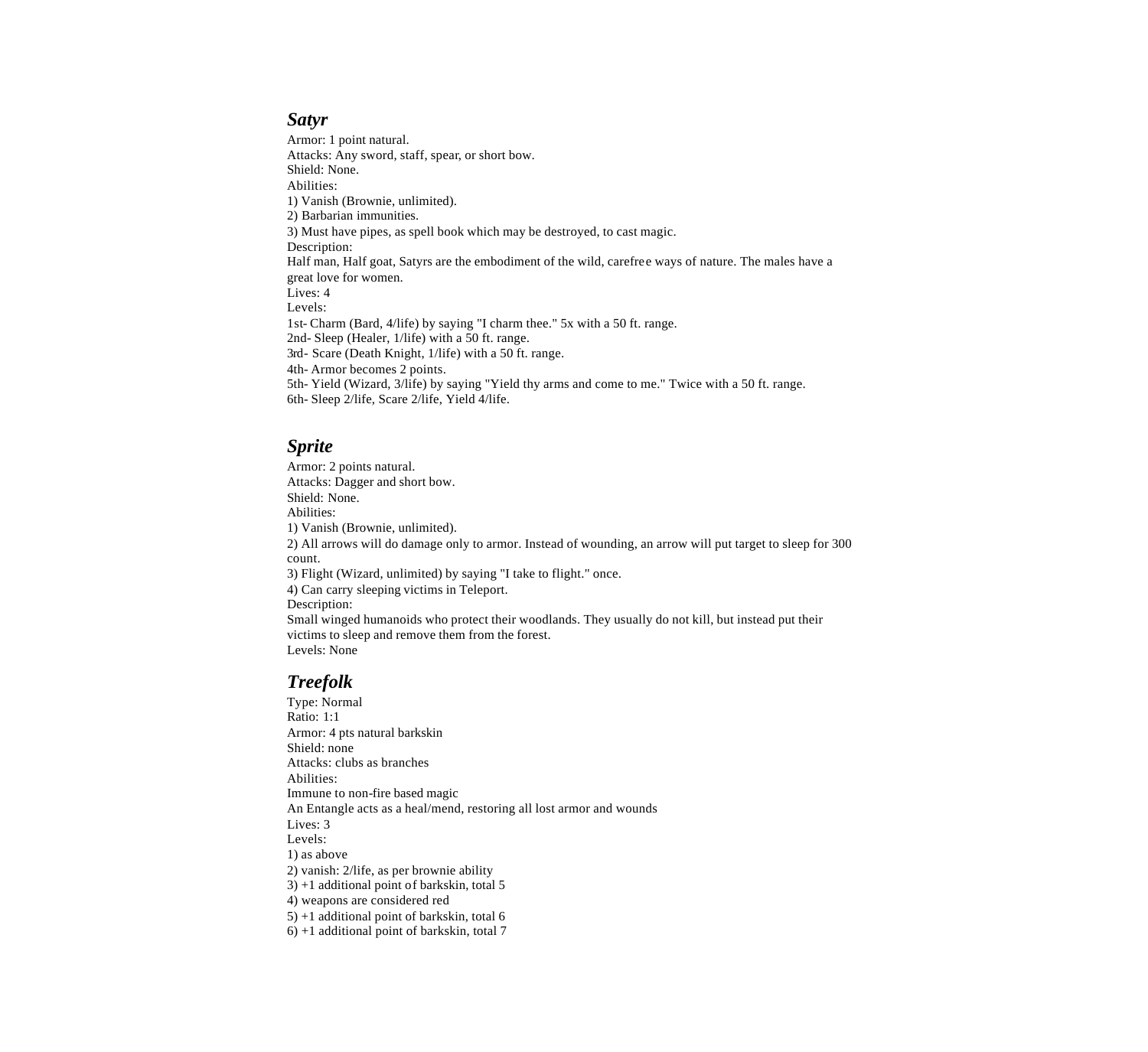### *Satyr*

Armor: 1 point natural.
Attacks: Any sword, staff, spear, or short bow.
Shield: None.
Abilities:
1) Vanish (Brownie, unlimited).
2) Barbarian immunities.
3) Must have pipes, as spell book which may be destroyed, to cast magic.
Description:
Half man, Half goat, Satyrs are the embodiment of the wild, carefree ways of nature. The males have a great love for women.
Lives: 4
Levels:
1st- Charm (Bard, 4/life) by saying "I charm thee." 5x with a 50 ft. range.
2nd- Sleep (Healer, 1/life) with a 50 ft. range.
3rd- Scare (Death Knight, 1/life) with a 50 ft. range.
4th- Armor becomes 2 points.
5th- Yield (Wizard, 3/life) by saying "Yield thy arms and come to me." Twice with a 50 ft. range.
6th- Sleep 2/life, Scare 2/life, Yield 4/life.

### *Sprite*

Armor: 2 points natural.
Attacks: Dagger and short bow.
Shield: None.
Abilities:
1) Vanish (Brownie, unlimited).
2) All arrows will do damage only to armor. Instead of wounding, an arrow will put target to sleep for 300 count.
3) Flight (Wizard, unlimited) by saying "I take to flight." once.
4) Can carry sleeping victims in Teleport.
Description:
Small winged humanoids who protect their woodlands. They usually do not kill, but instead put their victims to sleep and remove them from the forest.
Levels: None

### *Treefolk*

Type: Normal
Ratio: 1:1
Armor: 4 pts natural barkskin
Shield: none
Attacks: clubs as branches
Abilities:
Immune to non-fire based magic
An Entangle acts as a heal/mend, restoring all lost armor and wounds
Lives: 3
Levels:
1) as above
2) vanish: 2/life, as per brownie ability
3) +1 additional point of barkskin, total 5
4) weapons are considered red
5) +1 additional point of barkskin, total 6
6) +1 additional point of barkskin, total 7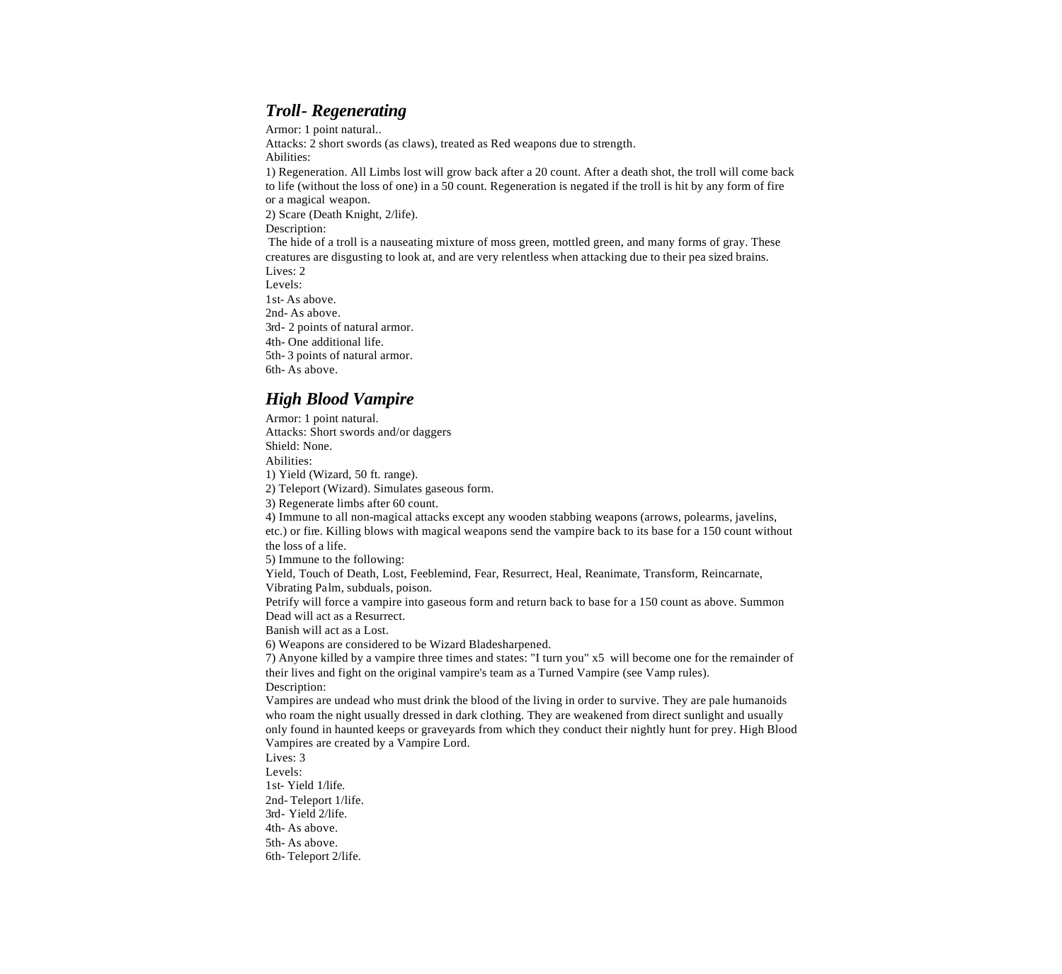## *Troll- Regenerating*

Armor: 1 point natural..
Attacks: 2 short swords (as claws), treated as Red weapons due to strength.
Abilities:
1) Regeneration. All Limbs lost will grow back after a 20 count. After a death shot, the troll will come back to life (without the loss of one) in a 50 count. Regeneration is negated if the troll is hit by any form of fire or a magical weapon.
2) Scare (Death Knight, 2/life).
Description:
The hide of a troll is a nauseating mixture of moss green, mottled green, and many forms of gray. These creatures are disgusting to look at, and are very relentless when attacking due to their pea sized brains.
Lives: 2
Levels:
1st- As above.
2nd- As above.
3rd- 2 points of natural armor.
4th- One additional life.
5th- 3 points of natural armor.
6th- As above.

## *High Blood Vampire*

Armor: 1 point natural.
Attacks: Short swords and/or daggers
Shield: None.
Abilities:
1) Yield (Wizard, 50 ft. range).
2) Teleport (Wizard). Simulates gaseous form.
3) Regenerate limbs after 60 count.
4) Immune to all non-magical attacks except any wooden stabbing weapons (arrows, polearms, javelins, etc.) or fire. Killing blows with magical weapons send the vampire back to its base for a 150 count without the loss of a life.
5) Immune to the following:
Yield, Touch of Death, Lost, Feeblemind, Fear, Resurrect, Heal, Reanimate, Transform, Reincarnate, Vibrating Palm, subduals, poison.
Petrify will force a vampire into gaseous form and return back to base for a 150 count as above. Summon Dead will act as a Resurrect.
Banish will act as a Lost.
6) Weapons are considered to be Wizard Bladesharpened.
7) Anyone killed by a vampire three times and states: "I turn you" x5 will become one for the remainder of their lives and fight on the original vampire's team as a Turned Vampire (see Vamp rules).
Description:
Vampires are undead who must drink the blood of the living in order to survive. They are pale humanoids who roam the night usually dressed in dark clothing. They are weakened from direct sunlight and usually only found in haunted keeps or graveyards from which they conduct their nightly hunt for prey. High Blood Vampires are created by a Vampire Lord.
Lives: 3
Levels:
1st- Yield 1/life.
2nd- Teleport 1/life.
3rd- Yield 2/life.
4th- As above.
5th- As above.
6th- Teleport 2/life.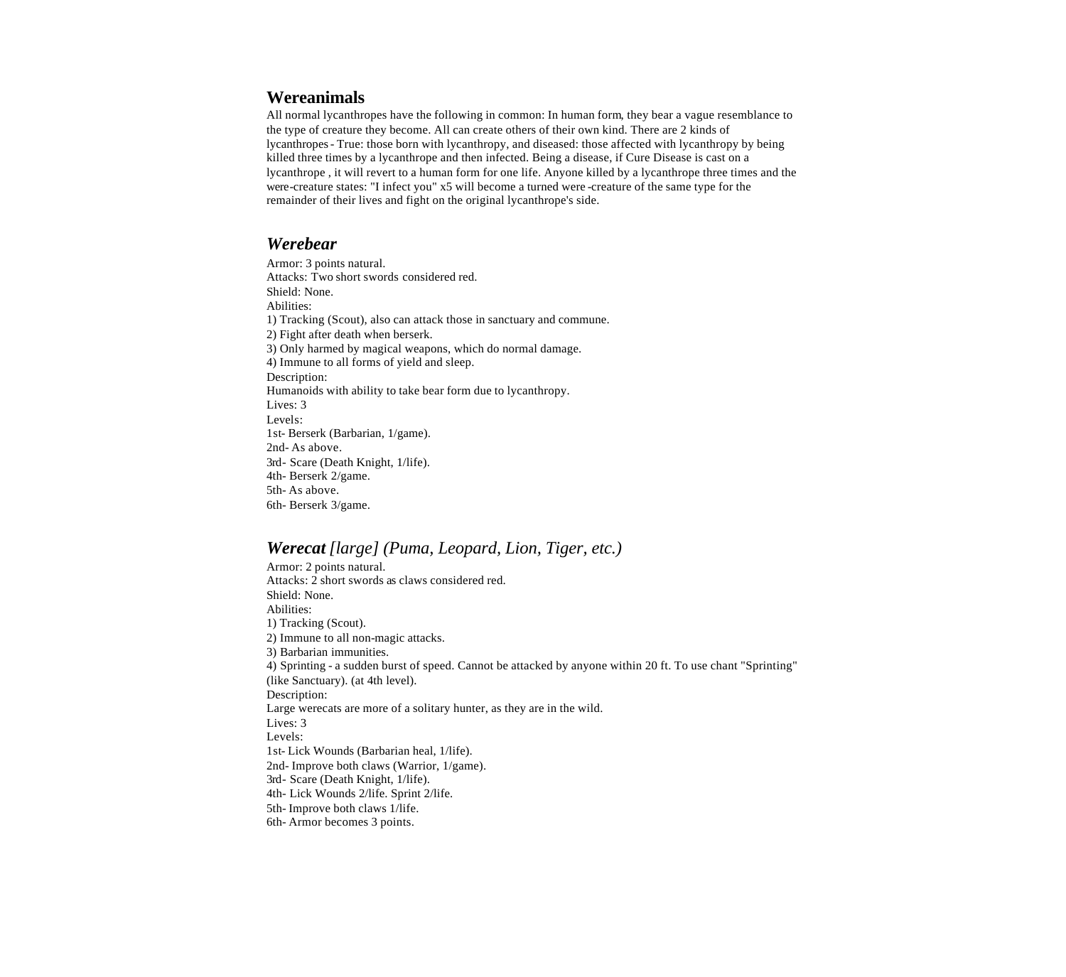## Wereanimals

All normal lycanthropes have the following in common: In human form, they bear a vague resemblance to the type of creature they become. All can create others of their own kind. There are 2 kinds of lycanthropes - True: those born with lycanthropy, and diseased: those affected with lycanthropy by being killed three times by a lycanthrope and then infected. Being a disease, if Cure Disease is cast on a lycanthrope , it will revert to a human form for one life. Anyone killed by a lycanthrope three times and the were-creature states: "I infect you" x5 will become a turned were-creature of the same type for the remainder of their lives and fight on the original lycanthrope's side.

### *Werebear*

Armor: 3 points natural.
Attacks: Two short swords considered red.
Shield: None.
Abilities:
1) Tracking (Scout), also can attack those in sanctuary and commune.
2) Fight after death when berserk.
3) Only harmed by magical weapons, which do normal damage.
4) Immune to all forms of yield and sleep.
Description:
Humanoids with ability to take bear form due to lycanthropy.
Lives: 3
Levels:
1st- Berserk (Barbarian, 1/game).
2nd- As above.
3rd- Scare (Death Knight, 1/life).
4th- Berserk 2/game.
5th- As above.
6th- Berserk 3/game.

### ***Werecat*** *[large] (Puma, Leopard, Lion, Tiger, etc.)*

Armor: 2 points natural.
Attacks: 2 short swords as claws considered red.
Shield: None.
Abilities:
1) Tracking (Scout).
2) Immune to all non-magic attacks.
3) Barbarian immunities.
4) Sprinting - a sudden burst of speed. Cannot be attacked by anyone within 20 ft. To use chant "Sprinting" (like Sanctuary). (at 4th level).
Description:
Large werecats are more of a solitary hunter, as they are in the wild.
Lives: 3
Levels:
1st- Lick Wounds (Barbarian heal, 1/life).
2nd- Improve both claws (Warrior, 1/game).
3rd- Scare (Death Knight, 1/life).
4th- Lick Wounds 2/life. Sprint 2/life.
5th- Improve both claws 1/life.
6th- Armor becomes 3 points.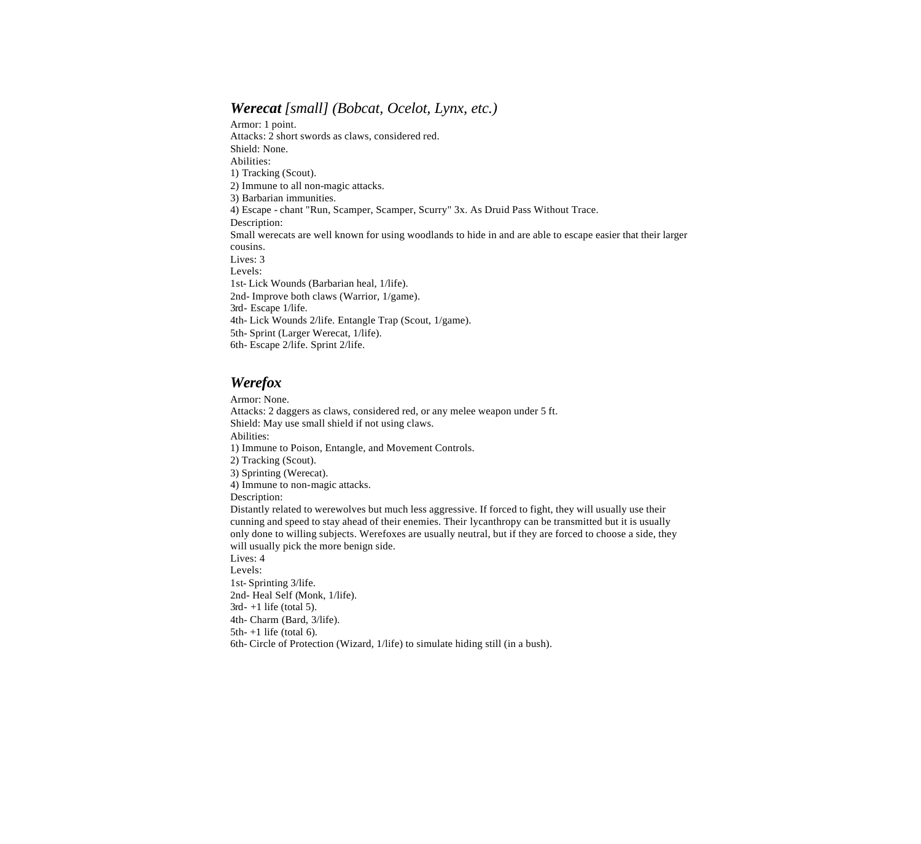## ***Werecat*** *[small] (Bobcat, Ocelot, Lynx, etc.)*

Armor: 1 point.
Attacks: 2 short swords as claws, considered red.
Shield: None.
Abilities:
1) Tracking (Scout).
2) Immune to all non-magic attacks.
3) Barbarian immunities.
4) Escape - chant "Run, Scamper, Scamper, Scurry" 3x. As Druid Pass Without Trace.
Description:
Small werecats are well known for using woodlands to hide in and are able to escape easier that their larger cousins.
Lives: 3
Levels:
1st- Lick Wounds (Barbarian heal, 1/life).
2nd- Improve both claws (Warrior, 1/game).
3rd- Escape 1/life.
4th- Lick Wounds 2/life. Entangle Trap (Scout, 1/game).
5th- Sprint (Larger Werecat, 1/life).
6th- Escape 2/life. Sprint 2/life.

## ***Werefox***

Armor: None.
Attacks: 2 daggers as claws, considered red, or any melee weapon under 5 ft.
Shield: May use small shield if not using claws.
Abilities:
1) Immune to Poison, Entangle, and Movement Controls.
2) Tracking (Scout).
3) Sprinting (Werecat).
4) Immune to non-magic attacks.
Description:
Distantly related to werewolves but much less aggressive. If forced to fight, they will usually use their cunning and speed to stay ahead of their enemies. Their lycanthropy can be transmitted but it is usually only done to willing subjects. Werefoxes are usually neutral, but if they are forced to choose a side, they will usually pick the more benign side.
Lives: 4
Levels:
1st- Sprinting 3/life.
2nd- Heal Self (Monk, 1/life).
3rd- +1 life (total 5).
4th- Charm (Bard, 3/life).
5th- +1 life (total 6).
6th- Circle of Protection (Wizard, 1/life) to simulate hiding still (in a bush).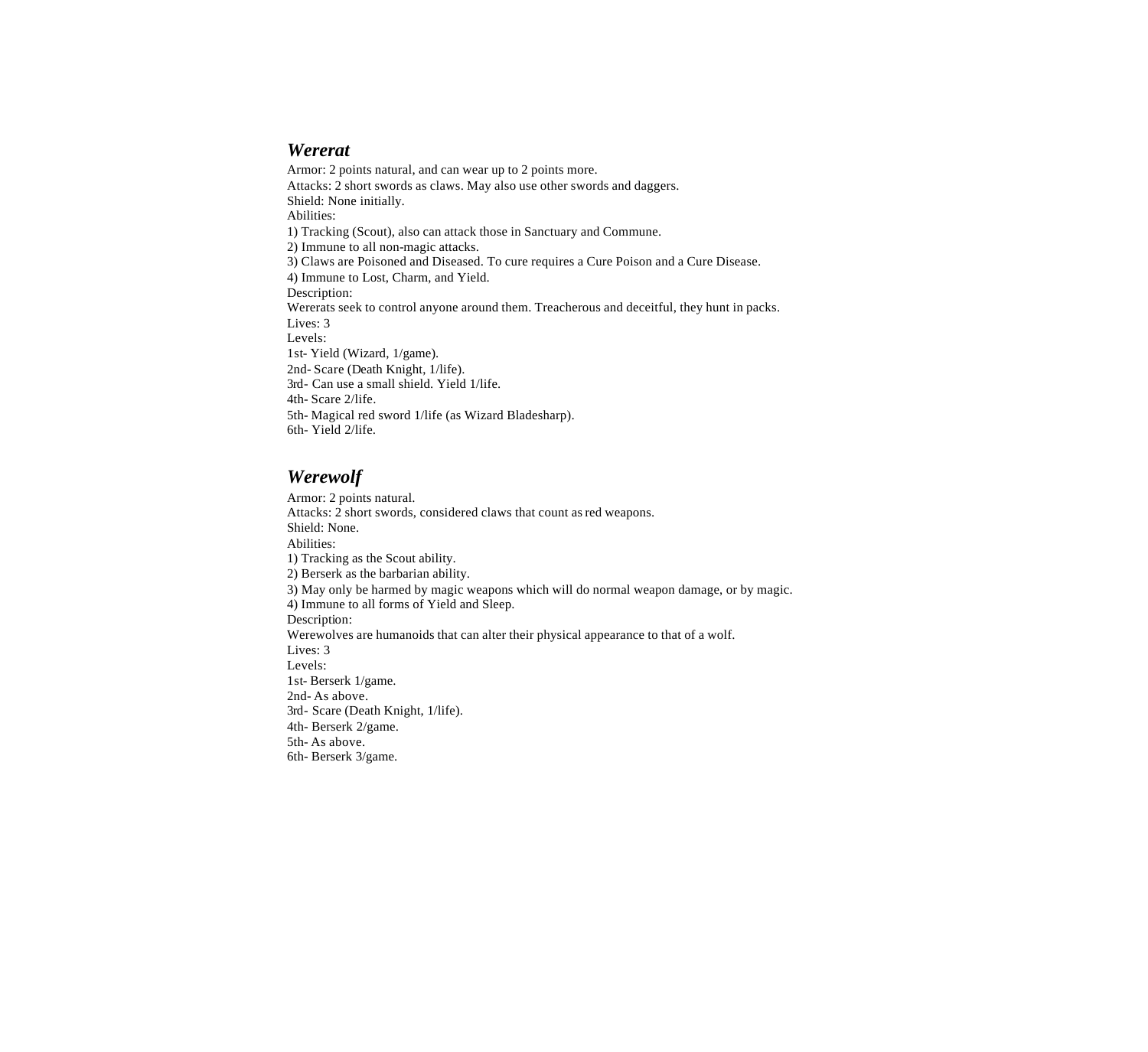## *Wererat*

Armor: 2 points natural, and can wear up to 2 points more.
Attacks: 2 short swords as claws. May also use other swords and daggers.
Shield: None initially.
Abilities:
1) Tracking (Scout), also can attack those in Sanctuary and Commune.
2) Immune to all non-magic attacks.
3) Claws are Poisoned and Diseased. To cure requires a Cure Poison and a Cure Disease.
4) Immune to Lost, Charm, and Yield.
Description:
Wererats seek to control anyone around them. Treacherous and deceitful, they hunt in packs.
Lives: 3
Levels:
1st- Yield (Wizard, 1/game).
2nd- Scare (Death Knight, 1/life).
3rd- Can use a small shield. Yield 1/life.
4th- Scare 2/life.
5th- Magical red sword 1/life (as Wizard Bladesharp).
6th- Yield 2/life.

## *Werewolf*

Armor: 2 points natural.
Attacks: 2 short swords, considered claws that count as red weapons.
Shield: None.
Abilities:
1) Tracking as the Scout ability.
2) Berserk as the barbarian ability.
3) May only be harmed by magic weapons which will do normal weapon damage, or by magic.
4) Immune to all forms of Yield and Sleep.
Description:
Werewolves are humanoids that can alter their physical appearance to that of a wolf.
Lives: 3
Levels:
1st- Berserk 1/game.
2nd- As above.
3rd- Scare (Death Knight, 1/life).
4th- Berserk 2/game.
5th- As above.
6th- Berserk 3/game.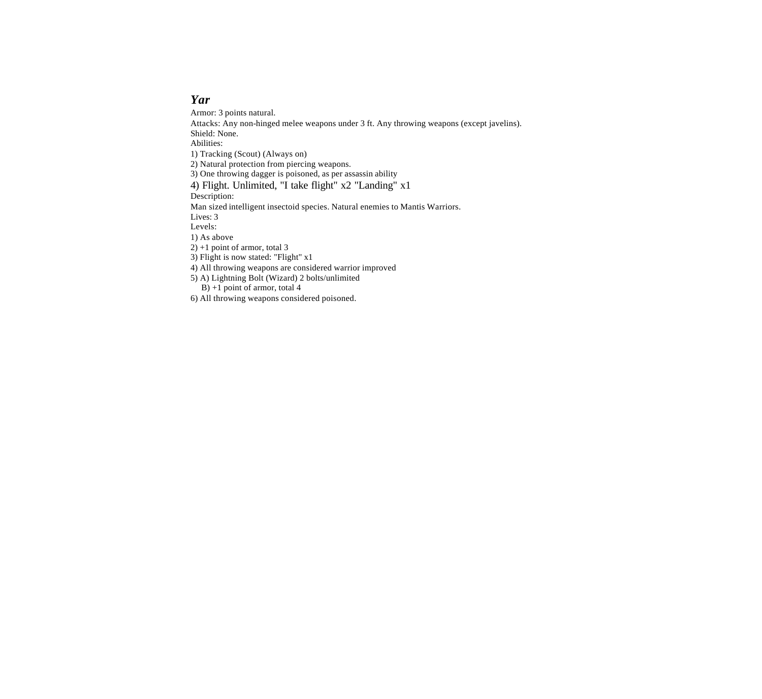### *Yar*

Armor: 3 points natural.
Attacks: Any non-hinged melee weapons under 3 ft. Any throwing weapons (except javelins).
Shield: None.
Abilities:
1) Tracking (Scout) (Always on)
2) Natural protection from piercing weapons.
3) One throwing dagger is poisoned, as per assassin ability
4) Flight. Unlimited, "I take flight" x2 "Landing" x1
Description:
Man sized intelligent insectoid species. Natural enemies to Mantis Warriors.
Lives: 3
Levels:
1) As above
2) +1 point of armor, total 3
3) Flight is now stated: "Flight" x1
4) All throwing weapons are considered warrior improved
5) A) Lightning Bolt (Wizard) 2 bolts/unlimited
   B) +1 point of armor, total 4
6) All throwing weapons considered poisoned.